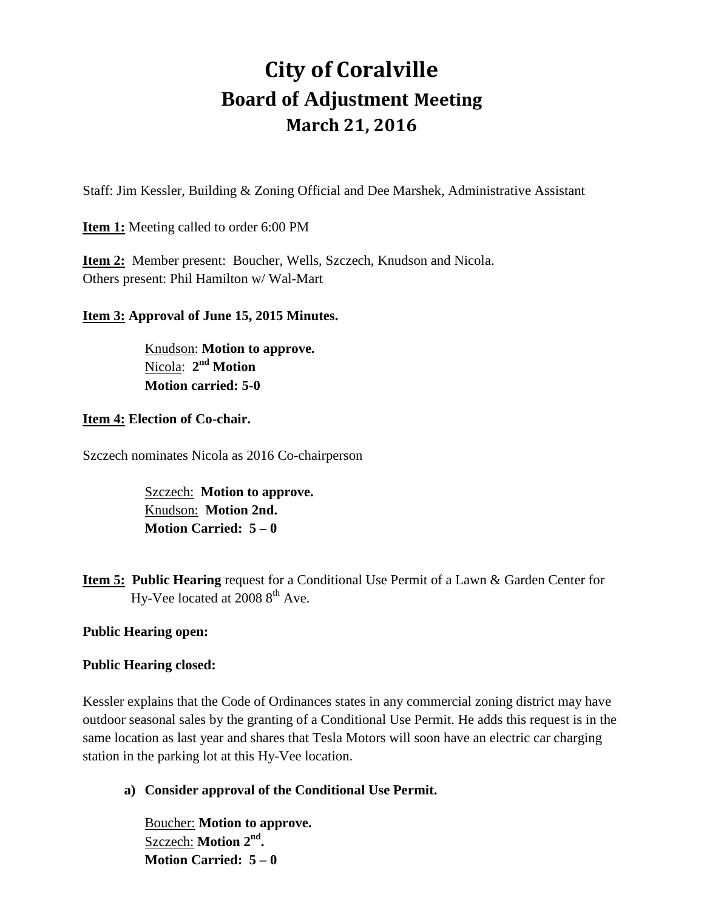# City of Coralville

## Board of Adjustment Meeting

### March 21, 2016

Staff: Jim Kessler, Building & Zoning Official and Dee Marshek, Administrative Assistant

**Item 1:** Meeting called to order 6:00 PM

**Item 2:** Member present: Boucher, Wells, Szczech, Knudson and Nicola.
Others present: Phil Hamilton w/ Wal-Mart

**Item 3: Approval of June 15, 2015 Minutes.**

> Knudson: **Motion to approve.**
> Nicola: **2nd Motion**
> **Motion carried: 5-0**

**Item 4: Election of Co-chair.**

Szczech nominates Nicola as 2016 Co-chairperson

> Szczech: **Motion to approve.**
> Knudson: **Motion 2nd.**
> **Motion Carried: 5 – 0**

**Item 5: Public Hearing** request for a Conditional Use Permit of a Lawn & Garden Center for Hy-Vee located at 2008 8th Ave.

**Public Hearing open:**

**Public Hearing closed:**

Kessler explains that the Code of Ordinances states in any commercial zoning district may have outdoor seasonal sales by the granting of a Conditional Use Permit. He adds this request is in the same location as last year and shares that Tesla Motors will soon have an electric car charging station in the parking lot at this Hy-Vee location.

**a) Consider approval of the Conditional Use Permit.**

> Boucher: **Motion to approve.**
> Szczech: **Motion 2nd.**
> **Motion Carried: 5 – 0**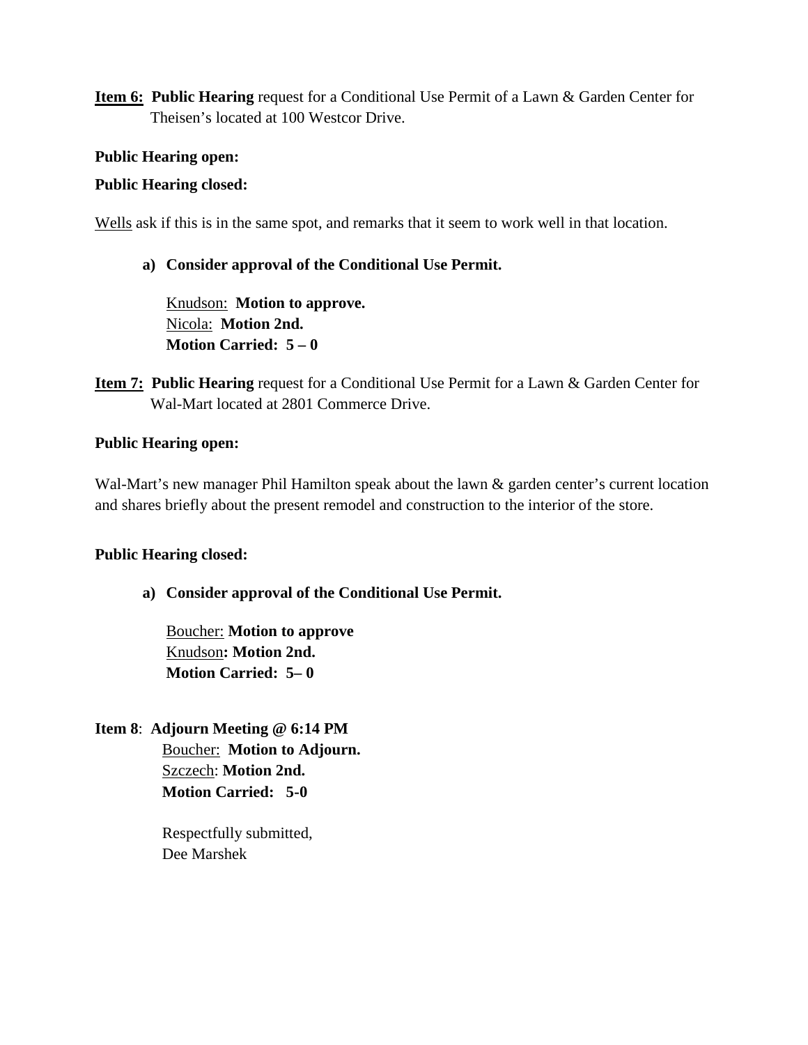**Item 6:** **Public Hearing** request for a Conditional Use Permit of a Lawn & Garden Center for Theisen's located at 100 Westcor Drive.

**Public Hearing open:**

**Public Hearing closed:**

Wells ask if this is in the same spot, and remarks that it seem to work well in that location.

a) **Consider approval of the Conditional Use Permit.**

Knudson: **Motion to approve.**
Nicola: **Motion 2nd.**
**Motion Carried: 5 – 0**

**Item 7:** **Public Hearing** request for a Conditional Use Permit for a Lawn & Garden Center for Wal-Mart located at 2801 Commerce Drive.

**Public Hearing open:**

Wal-Mart's new manager Phil Hamilton speak about the lawn & garden center's current location and shares briefly about the present remodel and construction to the interior of the store.

**Public Hearing closed:**

a) **Consider approval of the Conditional Use Permit.**

Boucher: **Motion to approve**
Knudson**: Motion 2nd.**
**Motion Carried: 5– 0**

**Item 8**: **Adjourn Meeting @ 6:14 PM**
Boucher: **Motion to Adjourn.**
Szczech: **Motion 2nd.**
**Motion Carried: 5-0**

Respectfully submitted,
Dee Marshek